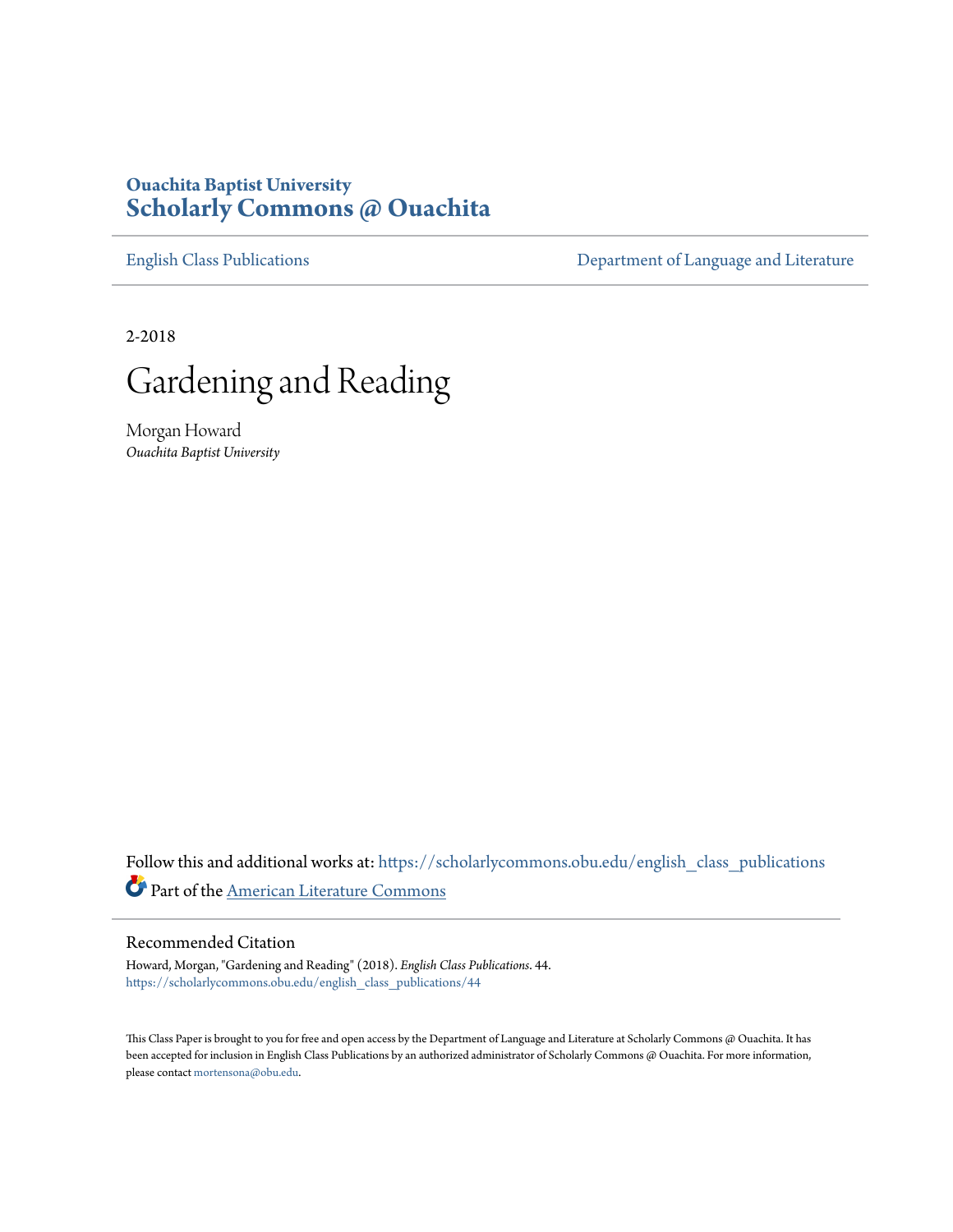**Ouachita Baptist University**

# Scholarly Commons @ Ouachita

English Class Publications | Department of Language and Literature

2-2018

# Gardening and Reading

Morgan Howard
*Ouachita Baptist University*

Follow this and additional works at: https://scholarlycommons.obu.edu/english_class_publications

Part of the American Literature Commons

## Recommended Citation

Howard, Morgan, "Gardening and Reading" (2018). *English Class Publications*. 44.
https://scholarlycommons.obu.edu/english_class_publications/44

This Class Paper is brought to you for free and open access by the Department of Language and Literature at Scholarly Commons @ Ouachita. It has been accepted for inclusion in English Class Publications by an authorized administrator of Scholarly Commons @ Ouachita. For more information, please contact mortensona@obu.edu.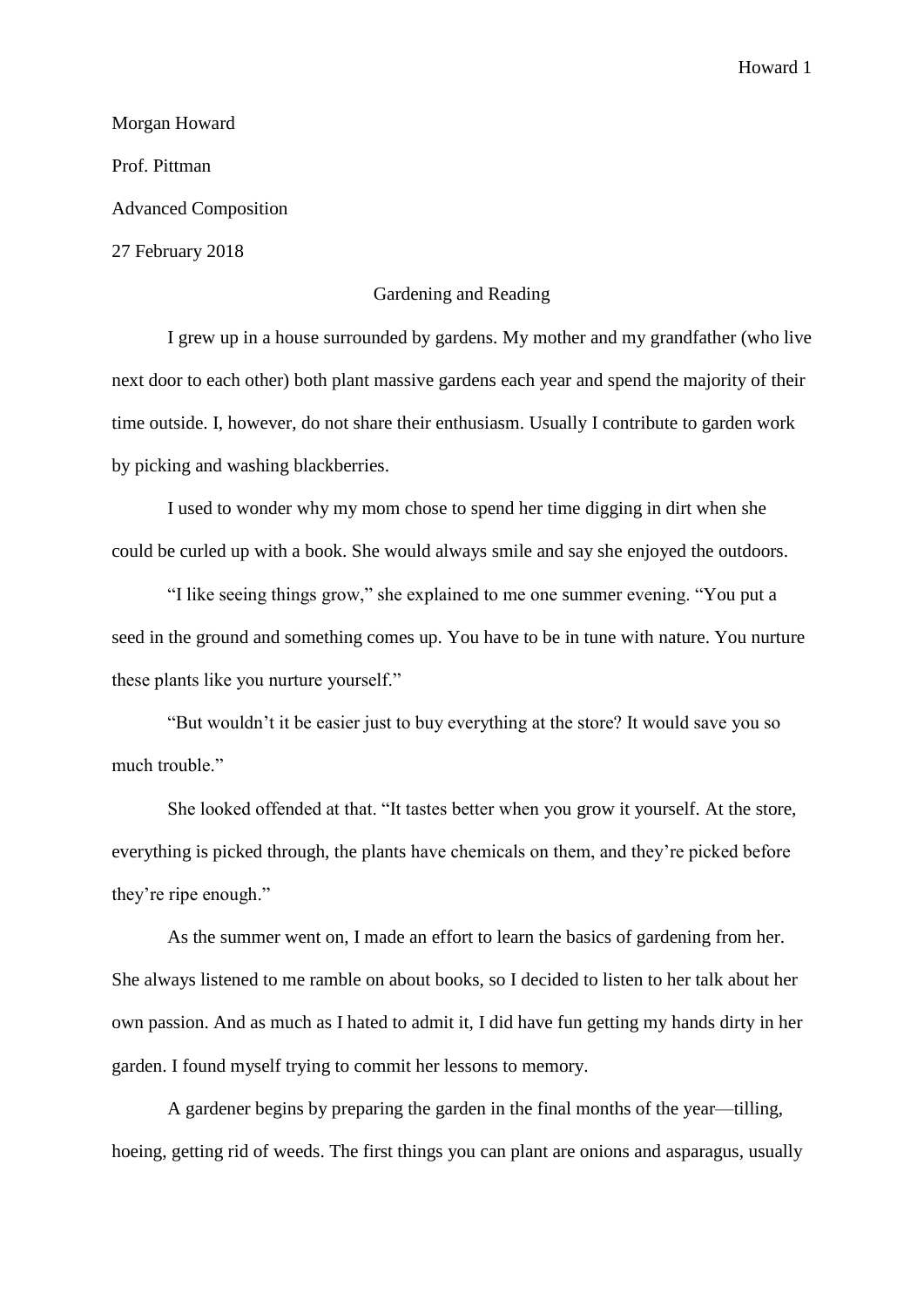Morgan Howard

Prof. Pittman

Advanced Composition

27 February 2018

# Gardening and Reading

I grew up in a house surrounded by gardens. My mother and my grandfather (who live next door to each other) both plant massive gardens each year and spend the majority of their time outside. I, however, do not share their enthusiasm. Usually I contribute to garden work by picking and washing blackberries.

I used to wonder why my mom chose to spend her time digging in dirt when she could be curled up with a book. She would always smile and say she enjoyed the outdoors.

"I like seeing things grow," she explained to me one summer evening. "You put a seed in the ground and something comes up. You have to be in tune with nature. You nurture these plants like you nurture yourself."

"But wouldn't it be easier just to buy everything at the store? It would save you so much trouble."

She looked offended at that. "It tastes better when you grow it yourself. At the store, everything is picked through, the plants have chemicals on them, and they're picked before they're ripe enough."

As the summer went on, I made an effort to learn the basics of gardening from her. She always listened to me ramble on about books, so I decided to listen to her talk about her own passion. And as much as I hated to admit it, I did have fun getting my hands dirty in her garden. I found myself trying to commit her lessons to memory.

A gardener begins by preparing the garden in the final months of the year—tilling, hoeing, getting rid of weeds. The first things you can plant are onions and asparagus, usually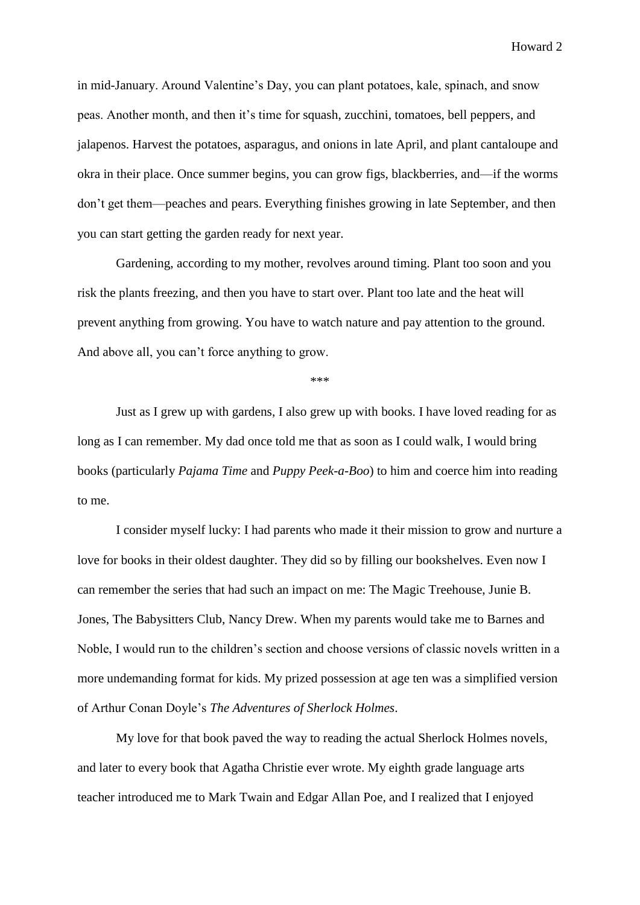in mid-January. Around Valentine's Day, you can plant potatoes, kale, spinach, and snow peas. Another month, and then it's time for squash, zucchini, tomatoes, bell peppers, and jalapenos. Harvest the potatoes, asparagus, and onions in late April, and plant cantaloupe and okra in their place. Once summer begins, you can grow figs, blackberries, and—if the worms don't get them—peaches and pears. Everything finishes growing in late September, and then you can start getting the garden ready for next year.

Gardening, according to my mother, revolves around timing. Plant too soon and you risk the plants freezing, and then you have to start over. Plant too late and the heat will prevent anything from growing. You have to watch nature and pay attention to the ground. And above all, you can't force anything to grow.

***

Just as I grew up with gardens, I also grew up with books. I have loved reading for as long as I can remember. My dad once told me that as soon as I could walk, I would bring books (particularly *Pajama Time* and *Puppy Peek-a-Boo*) to him and coerce him into reading to me.

I consider myself lucky: I had parents who made it their mission to grow and nurture a love for books in their oldest daughter. They did so by filling our bookshelves. Even now I can remember the series that had such an impact on me: The Magic Treehouse, Junie B. Jones, The Babysitters Club, Nancy Drew. When my parents would take me to Barnes and Noble, I would run to the children's section and choose versions of classic novels written in a more undemanding format for kids. My prized possession at age ten was a simplified version of Arthur Conan Doyle's *The Adventures of Sherlock Holmes*.

My love for that book paved the way to reading the actual Sherlock Holmes novels, and later to every book that Agatha Christie ever wrote. My eighth grade language arts teacher introduced me to Mark Twain and Edgar Allan Poe, and I realized that I enjoyed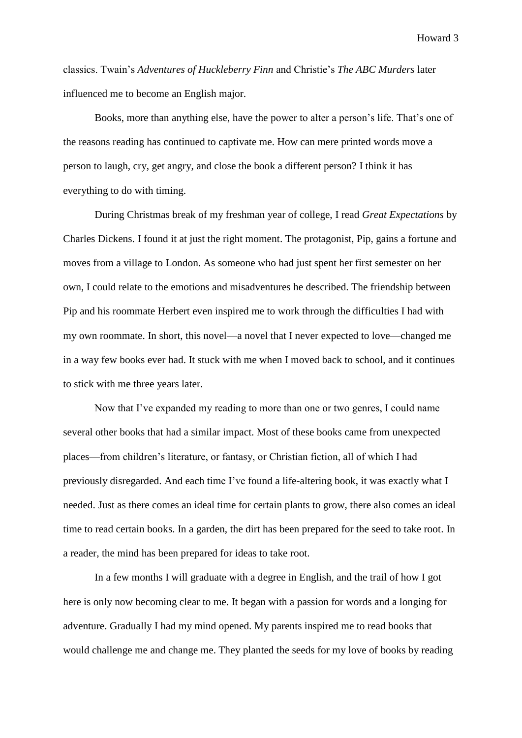classics. Twain's *Adventures of Huckleberry Finn* and Christie's *The ABC Murders* later influenced me to become an English major.

Books, more than anything else, have the power to alter a person's life. That's one of the reasons reading has continued to captivate me. How can mere printed words move a person to laugh, cry, get angry, and close the book a different person? I think it has everything to do with timing.

During Christmas break of my freshman year of college, I read *Great Expectations* by Charles Dickens. I found it at just the right moment. The protagonist, Pip, gains a fortune and moves from a village to London. As someone who had just spent her first semester on her own, I could relate to the emotions and misadventures he described. The friendship between Pip and his roommate Herbert even inspired me to work through the difficulties I had with my own roommate. In short, this novel—a novel that I never expected to love—changed me in a way few books ever had. It stuck with me when I moved back to school, and it continues to stick with me three years later.

Now that I've expanded my reading to more than one or two genres, I could name several other books that had a similar impact. Most of these books came from unexpected places—from children's literature, or fantasy, or Christian fiction, all of which I had previously disregarded. And each time I've found a life-altering book, it was exactly what I needed. Just as there comes an ideal time for certain plants to grow, there also comes an ideal time to read certain books. In a garden, the dirt has been prepared for the seed to take root. In a reader, the mind has been prepared for ideas to take root.

In a few months I will graduate with a degree in English, and the trail of how I got here is only now becoming clear to me. It began with a passion for words and a longing for adventure. Gradually I had my mind opened. My parents inspired me to read books that would challenge me and change me. They planted the seeds for my love of books by reading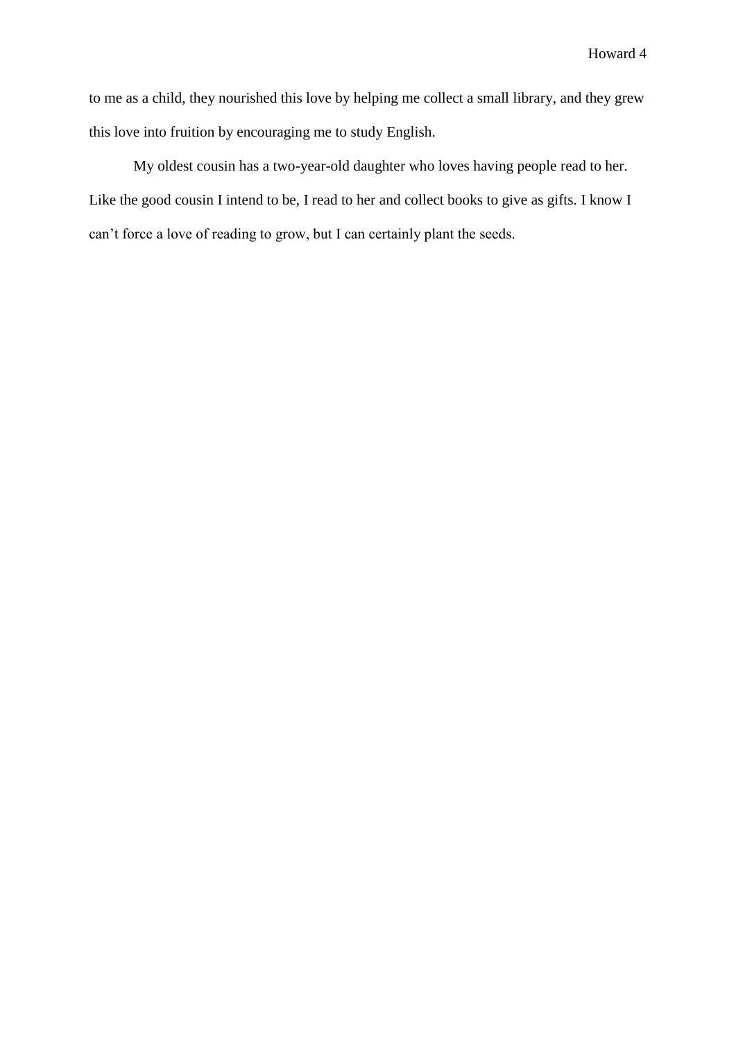to me as a child, they nourished this love by helping me collect a small library, and they grew this love into fruition by encouraging me to study English.

My oldest cousin has a two-year-old daughter who loves having people read to her. Like the good cousin I intend to be, I read to her and collect books to give as gifts. I know I can't force a love of reading to grow, but I can certainly plant the seeds.